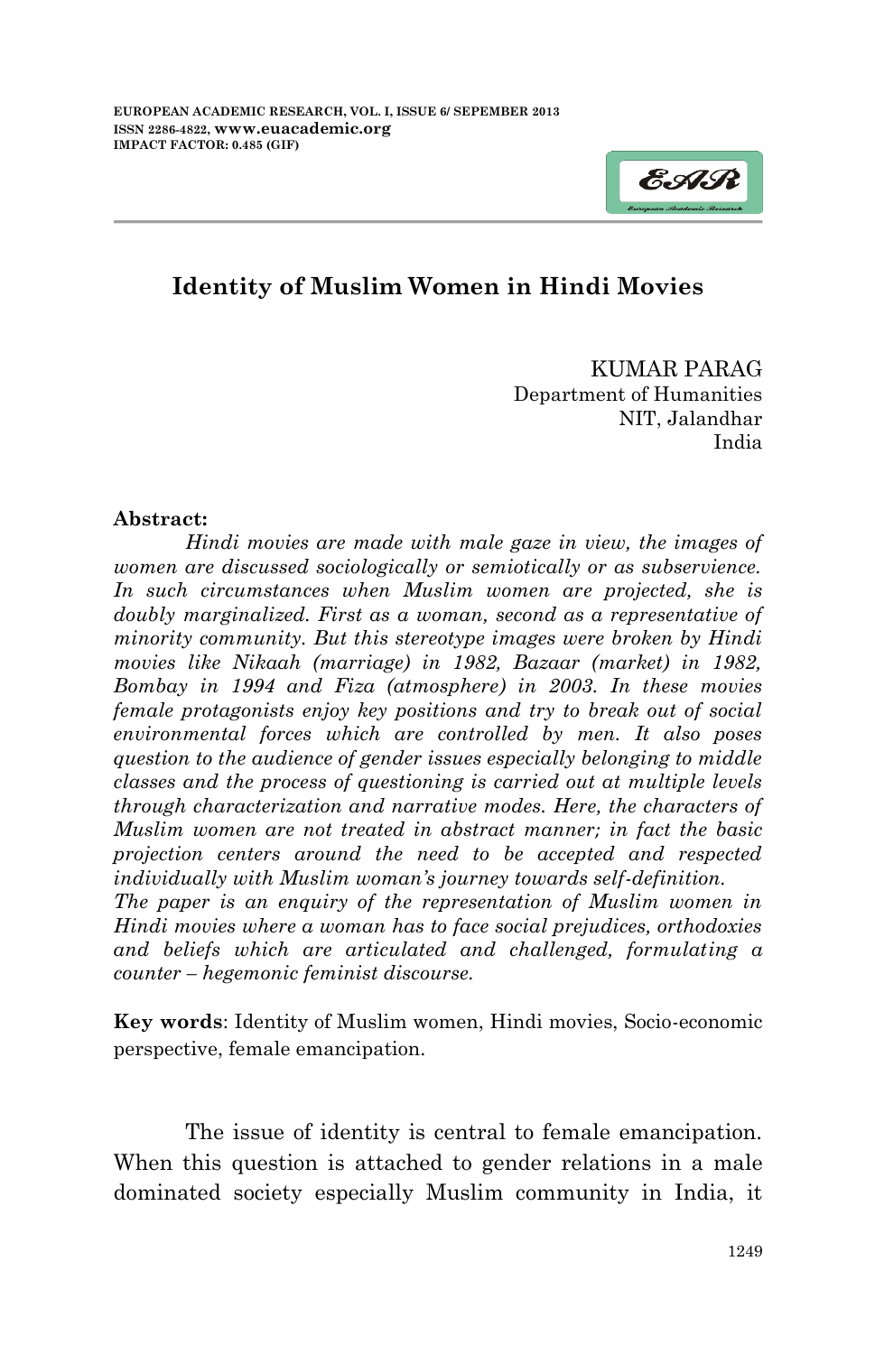# Identity of Muslim Women in Hindi Movies

KUMAR PARAG
Department of Humanities
NIT, Jalandhar
India

**Abstract:**

*Hindi movies are made with male gaze in view, the images of women are discussed sociologically or semiotically or as subservience. In such circumstances when Muslim women are projected, she is doubly marginalized. First as a woman, second as a representative of minority community. But this stereotype images were broken by Hindi movies like Nikaah (marriage) in 1982, Bazaar (market) in 1982, Bombay in 1994 and Fiza (atmosphere) in 2003. In these movies female protagonists enjoy key positions and try to break out of social environmental forces which are controlled by men. It also poses question to the audience of gender issues especially belonging to middle classes and the process of questioning is carried out at multiple levels through characterization and narrative modes. Here, the characters of Muslim women are not treated in abstract manner; in fact the basic projection centers around the need to be accepted and respected individually with Muslim woman's journey towards self-definition.*

*The paper is an enquiry of the representation of Muslim women in Hindi movies where a woman has to face social prejudices, orthodoxies and beliefs which are articulated and challenged, formulating a counter – hegemonic feminist discourse.*

**Key words**: Identity of Muslim women, Hindi movies, Socio-economic perspective, female emancipation.

The issue of identity is central to female emancipation. When this question is attached to gender relations in a male dominated society especially Muslim community in India, it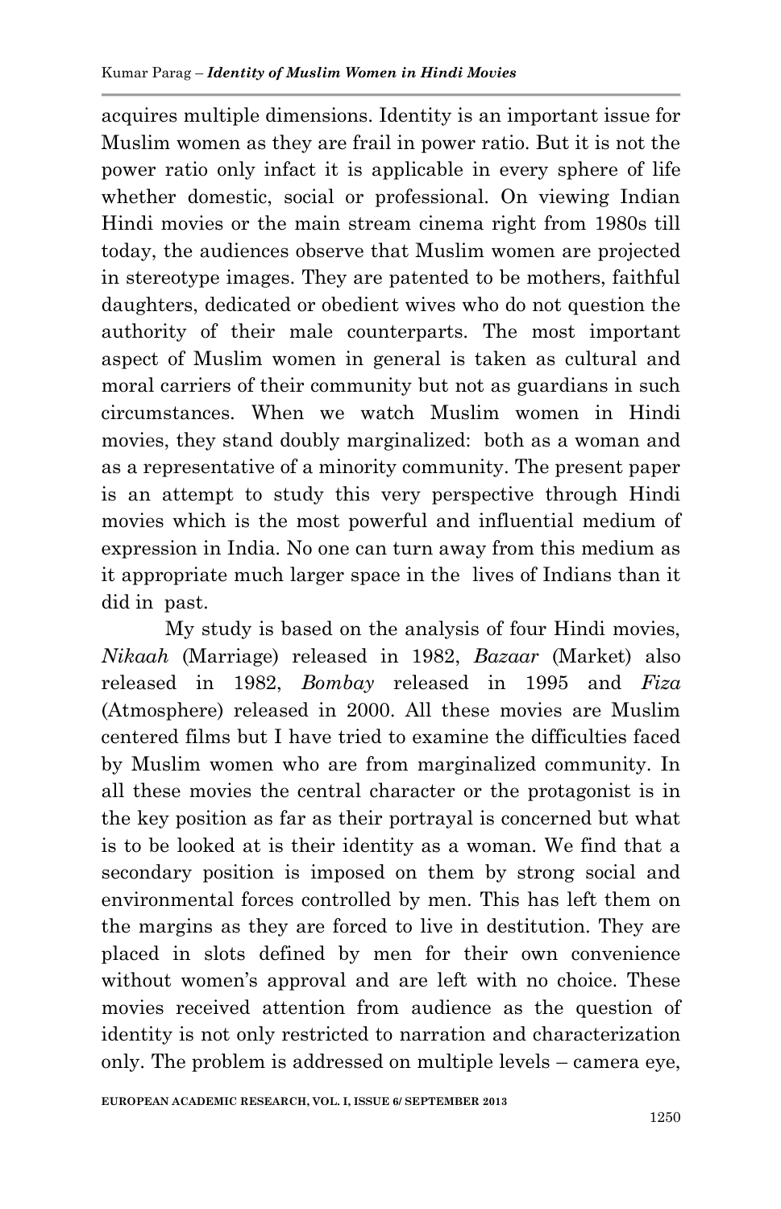acquires multiple dimensions. Identity is an important issue for Muslim women as they are frail in power ratio. But it is not the power ratio only infact it is applicable in every sphere of life whether domestic, social or professional. On viewing Indian Hindi movies or the main stream cinema right from 1980s till today, the audiences observe that Muslim women are projected in stereotype images. They are patented to be mothers, faithful daughters, dedicated or obedient wives who do not question the authority of their male counterparts. The most important aspect of Muslim women in general is taken as cultural and moral carriers of their community but not as guardians in such circumstances. When we watch Muslim women in Hindi movies, they stand doubly marginalized: both as a woman and as a representative of a minority community. The present paper is an attempt to study this very perspective through Hindi movies which is the most powerful and influential medium of expression in India. No one can turn away from this medium as it appropriate much larger space in the lives of Indians than it did in past.

My study is based on the analysis of four Hindi movies, *Nikaah* (Marriage) released in 1982, *Bazaar* (Market) also released in 1982, *Bombay* released in 1995 and *Fiza* (Atmosphere) released in 2000. All these movies are Muslim centered films but I have tried to examine the difficulties faced by Muslim women who are from marginalized community. In all these movies the central character or the protagonist is in the key position as far as their portrayal is concerned but what is to be looked at is their identity as a woman. We find that a secondary position is imposed on them by strong social and environmental forces controlled by men. This has left them on the margins as they are forced to live in destitution. They are placed in slots defined by men for their own convenience without women's approval and are left with no choice. These movies received attention from audience as the question of identity is not only restricted to narration and characterization only. The problem is addressed on multiple levels – camera eye,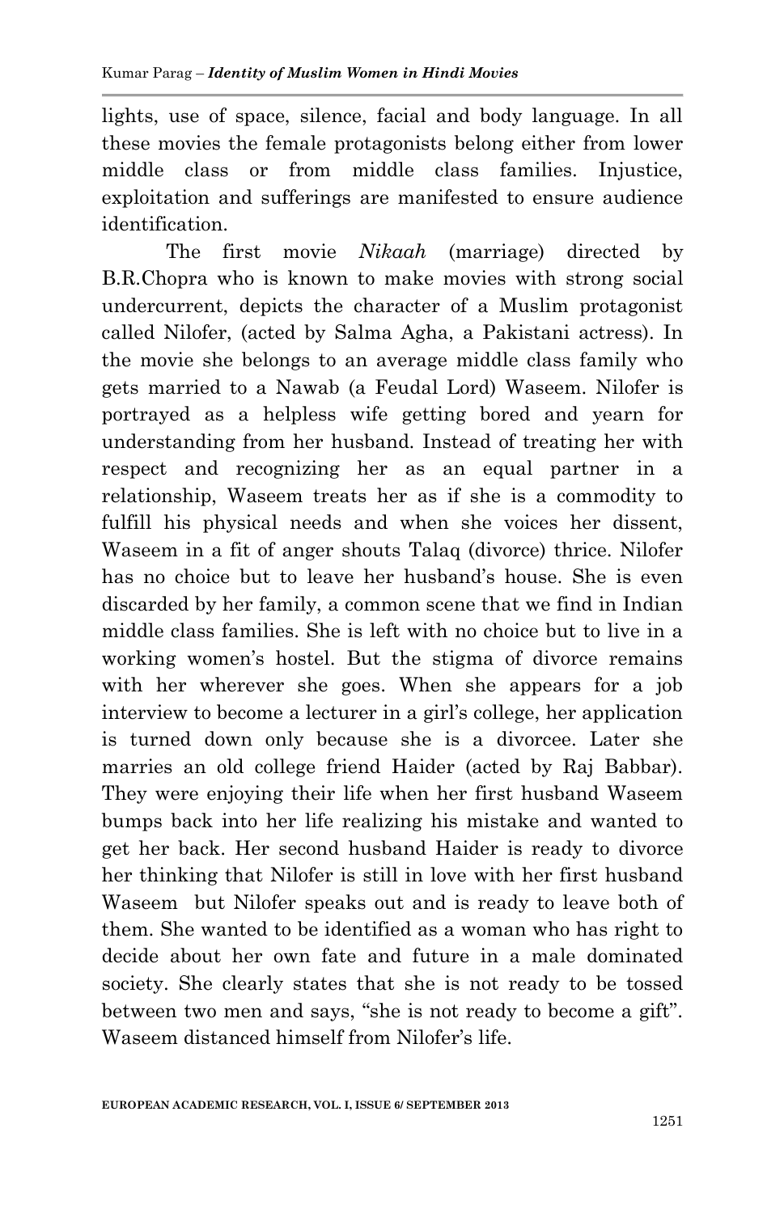lights, use of space, silence, facial and body language. In all these movies the female protagonists belong either from lower middle class or from middle class families. Injustice, exploitation and sufferings are manifested to ensure audience identification.

The first movie *Nikaah* (marriage) directed by B.R.Chopra who is known to make movies with strong social undercurrent, depicts the character of a Muslim protagonist called Nilofer, (acted by Salma Agha, a Pakistani actress). In the movie she belongs to an average middle class family who gets married to a Nawab (a Feudal Lord) Waseem. Nilofer is portrayed as a helpless wife getting bored and yearn for understanding from her husband. Instead of treating her with respect and recognizing her as an equal partner in a relationship, Waseem treats her as if she is a commodity to fulfill his physical needs and when she voices her dissent, Waseem in a fit of anger shouts Talaq (divorce) thrice. Nilofer has no choice but to leave her husband's house. She is even discarded by her family, a common scene that we find in Indian middle class families. She is left with no choice but to live in a working women's hostel. But the stigma of divorce remains with her wherever she goes. When she appears for a job interview to become a lecturer in a girl's college, her application is turned down only because she is a divorcee. Later she marries an old college friend Haider (acted by Raj Babbar). They were enjoying their life when her first husband Waseem bumps back into her life realizing his mistake and wanted to get her back. Her second husband Haider is ready to divorce her thinking that Nilofer is still in love with her first husband Waseem but Nilofer speaks out and is ready to leave both of them. She wanted to be identified as a woman who has right to decide about her own fate and future in a male dominated society. She clearly states that she is not ready to be tossed between two men and says, "she is not ready to become a gift". Waseem distanced himself from Nilofer's life.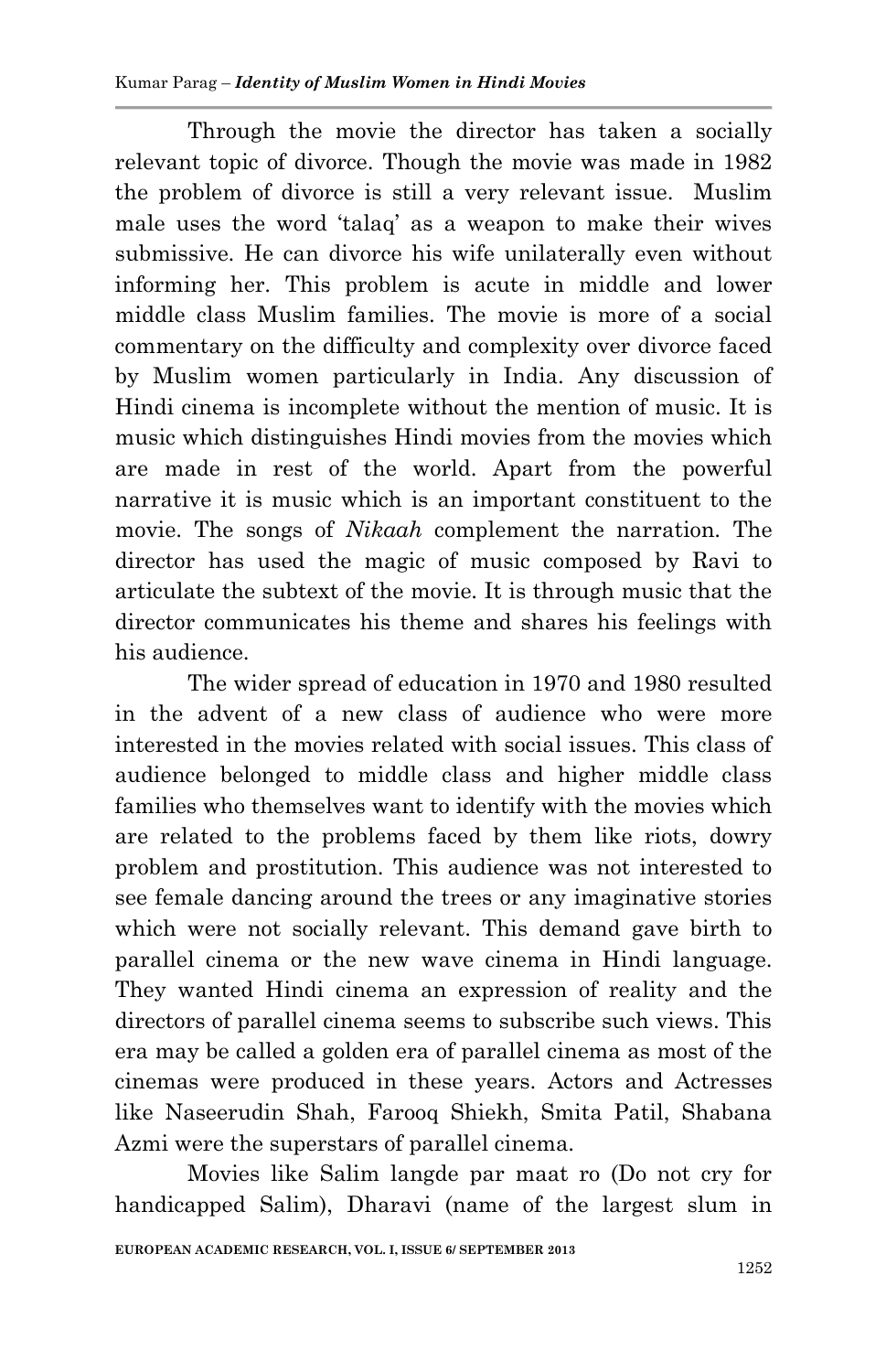Through the movie the director has taken a socially relevant topic of divorce. Though the movie was made in 1982 the problem of divorce is still a very relevant issue. Muslim male uses the word 'talaq' as a weapon to make their wives submissive. He can divorce his wife unilaterally even without informing her. This problem is acute in middle and lower middle class Muslim families. The movie is more of a social commentary on the difficulty and complexity over divorce faced by Muslim women particularly in India. Any discussion of Hindi cinema is incomplete without the mention of music. It is music which distinguishes Hindi movies from the movies which are made in rest of the world. Apart from the powerful narrative it is music which is an important constituent to the movie. The songs of *Nikaah* complement the narration. The director has used the magic of music composed by Ravi to articulate the subtext of the movie. It is through music that the director communicates his theme and shares his feelings with his audience.

The wider spread of education in 1970 and 1980 resulted in the advent of a new class of audience who were more interested in the movies related with social issues. This class of audience belonged to middle class and higher middle class families who themselves want to identify with the movies which are related to the problems faced by them like riots, dowry problem and prostitution. This audience was not interested to see female dancing around the trees or any imaginative stories which were not socially relevant. This demand gave birth to parallel cinema or the new wave cinema in Hindi language. They wanted Hindi cinema an expression of reality and the directors of parallel cinema seems to subscribe such views. This era may be called a golden era of parallel cinema as most of the cinemas were produced in these years. Actors and Actresses like Naseerudin Shah, Farooq Shiekh, Smita Patil, Shabana Azmi were the superstars of parallel cinema.

Movies like Salim langde par maat ro (Do not cry for handicapped Salim), Dharavi (name of the largest slum in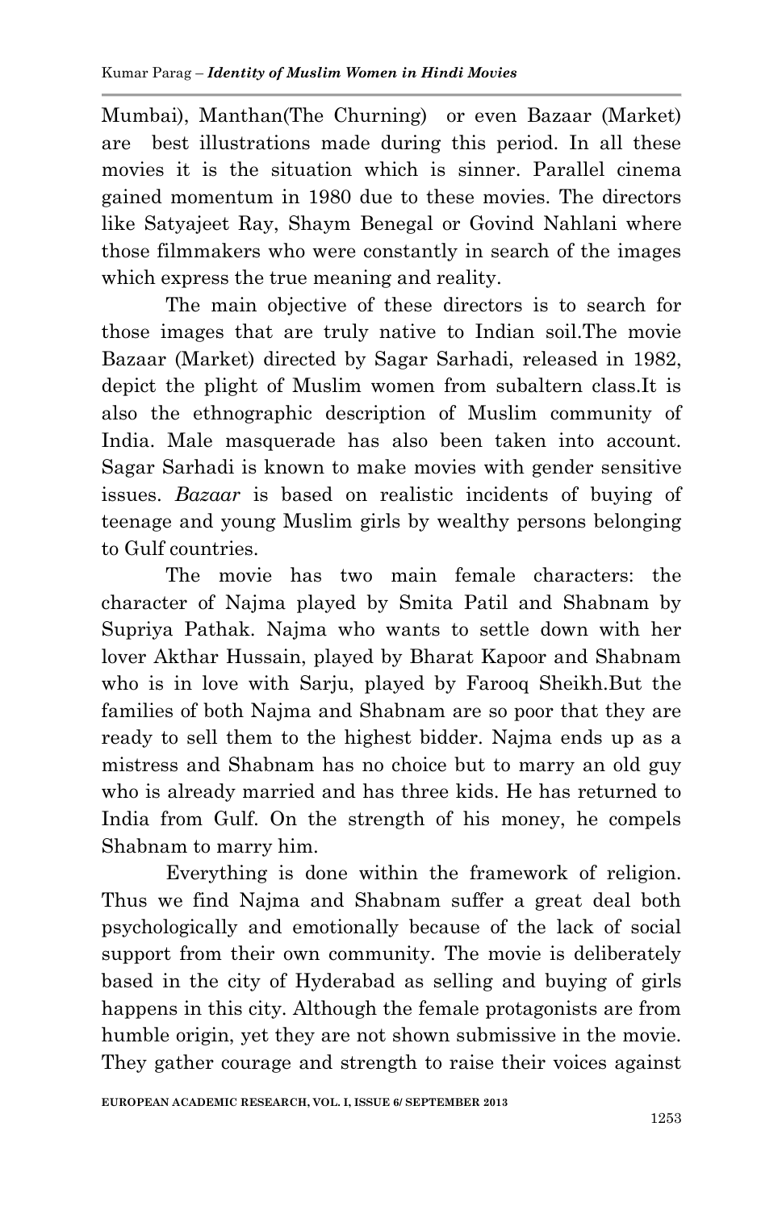Mumbai), Manthan(The Churning) or even Bazaar (Market) are best illustrations made during this period. In all these movies it is the situation which is sinner. Parallel cinema gained momentum in 1980 due to these movies. The directors like Satyajeet Ray, Shaym Benegal or Govind Nahlani where those filmmakers who were constantly in search of the images which express the true meaning and reality.

The main objective of these directors is to search for those images that are truly native to Indian soil.The movie Bazaar (Market) directed by Sagar Sarhadi, released in 1982, depict the plight of Muslim women from subaltern class.It is also the ethnographic description of Muslim community of India. Male masquerade has also been taken into account. Sagar Sarhadi is known to make movies with gender sensitive issues. *Bazaar* is based on realistic incidents of buying of teenage and young Muslim girls by wealthy persons belonging to Gulf countries.

The movie has two main female characters: the character of Najma played by Smita Patil and Shabnam by Supriya Pathak. Najma who wants to settle down with her lover Akthar Hussain, played by Bharat Kapoor and Shabnam who is in love with Sarju, played by Farooq Sheikh.But the families of both Najma and Shabnam are so poor that they are ready to sell them to the highest bidder. Najma ends up as a mistress and Shabnam has no choice but to marry an old guy who is already married and has three kids. He has returned to India from Gulf. On the strength of his money, he compels Shabnam to marry him.

Everything is done within the framework of religion. Thus we find Najma and Shabnam suffer a great deal both psychologically and emotionally because of the lack of social support from their own community. The movie is deliberately based in the city of Hyderabad as selling and buying of girls happens in this city. Although the female protagonists are from humble origin, yet they are not shown submissive in the movie. They gather courage and strength to raise their voices against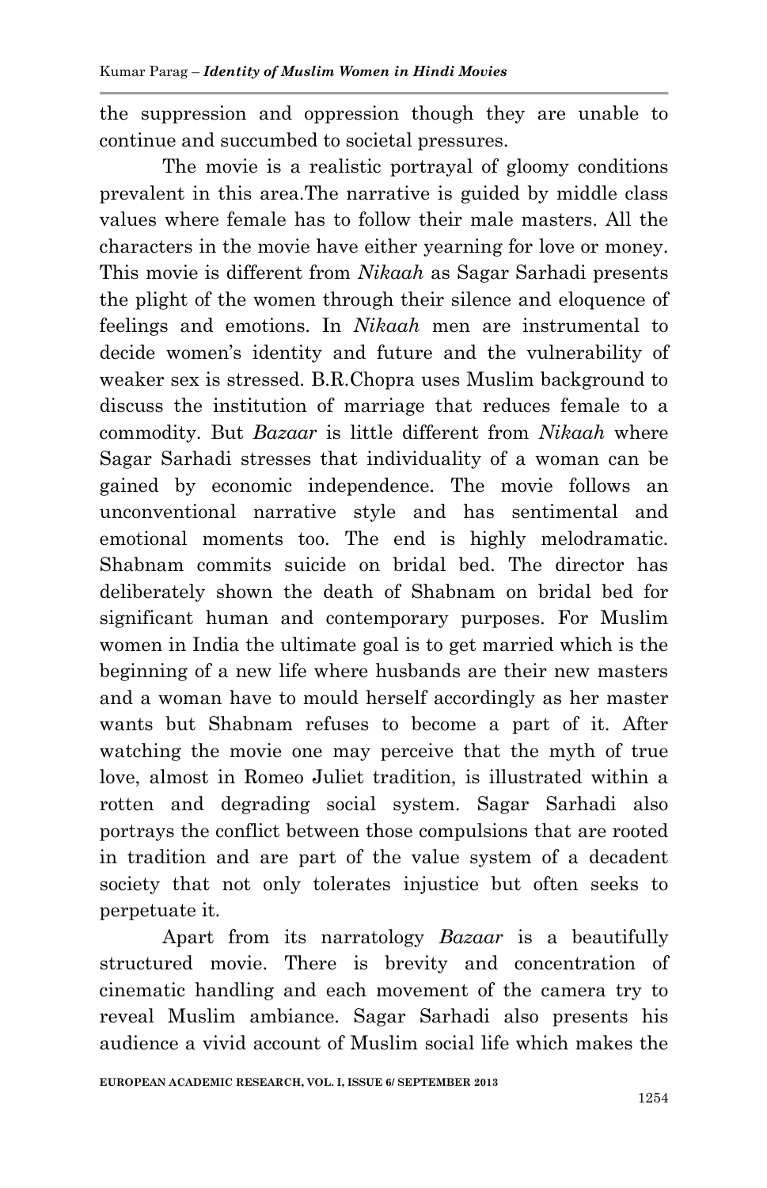the suppression and oppression though they are unable to continue and succumbed to societal pressures.

The movie is a realistic portrayal of gloomy conditions prevalent in this area.The narrative is guided by middle class values where female has to follow their male masters. All the characters in the movie have either yearning for love or money. This movie is different from *Nikaah* as Sagar Sarhadi presents the plight of the women through their silence and eloquence of feelings and emotions. In *Nikaah* men are instrumental to decide women's identity and future and the vulnerability of weaker sex is stressed. B.R.Chopra uses Muslim background to discuss the institution of marriage that reduces female to a commodity. But *Bazaar* is little different from *Nikaah* where Sagar Sarhadi stresses that individuality of a woman can be gained by economic independence. The movie follows an unconventional narrative style and has sentimental and emotional moments too. The end is highly melodramatic. Shabnam commits suicide on bridal bed. The director has deliberately shown the death of Shabnam on bridal bed for significant human and contemporary purposes. For Muslim women in India the ultimate goal is to get married which is the beginning of a new life where husbands are their new masters and a woman have to mould herself accordingly as her master wants but Shabnam refuses to become a part of it. After watching the movie one may perceive that the myth of true love, almost in Romeo Juliet tradition, is illustrated within a rotten and degrading social system. Sagar Sarhadi also portrays the conflict between those compulsions that are rooted in tradition and are part of the value system of a decadent society that not only tolerates injustice but often seeks to perpetuate it.

Apart from its narratology *Bazaar* is a beautifully structured movie. There is brevity and concentration of cinematic handling and each movement of the camera try to reveal Muslim ambiance. Sagar Sarhadi also presents his audience a vivid account of Muslim social life which makes the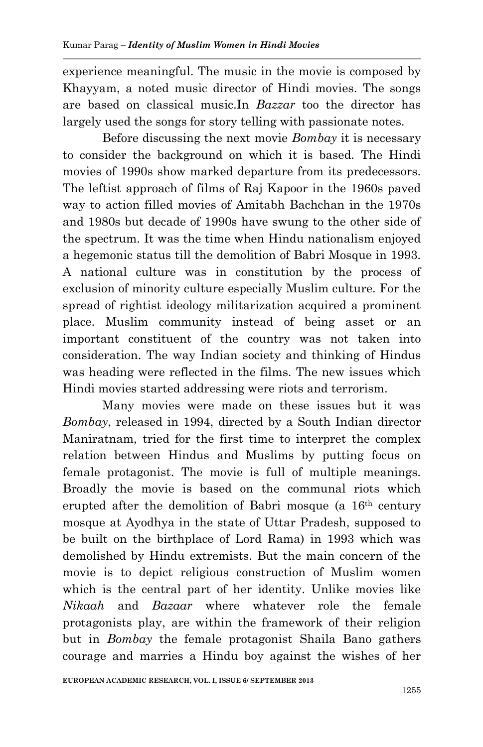experience meaningful. The music in the movie is composed by Khayyam, a noted music director of Hindi movies. The songs are based on classical music.In *Bazzar* too the director has largely used the songs for story telling with passionate notes.

Before discussing the next movie *Bombay* it is necessary to consider the background on which it is based. The Hindi movies of 1990s show marked departure from its predecessors. The leftist approach of films of Raj Kapoor in the 1960s paved way to action filled movies of Amitabh Bachchan in the 1970s and 1980s but decade of 1990s have swung to the other side of the spectrum. It was the time when Hindu nationalism enjoyed a hegemonic status till the demolition of Babri Mosque in 1993. A national culture was in constitution by the process of exclusion of minority culture especially Muslim culture. For the spread of rightist ideology militarization acquired a prominent place. Muslim community instead of being asset or an important constituent of the country was not taken into consideration. The way Indian society and thinking of Hindus was heading were reflected in the films. The new issues which Hindi movies started addressing were riots and terrorism.

Many movies were made on these issues but it was *Bombay*, released in 1994, directed by a South Indian director Maniratnam, tried for the first time to interpret the complex relation between Hindus and Muslims by putting focus on female protagonist. The movie is full of multiple meanings. Broadly the movie is based on the communal riots which erupted after the demolition of Babri mosque (a 16th century mosque at Ayodhya in the state of Uttar Pradesh, supposed to be built on the birthplace of Lord Rama) in 1993 which was demolished by Hindu extremists. But the main concern of the movie is to depict religious construction of Muslim women which is the central part of her identity. Unlike movies like *Nikaah* and *Bazaar* where whatever role the female protagonists play, are within the framework of their religion but in *Bombay* the female protagonist Shaila Bano gathers courage and marries a Hindu boy against the wishes of her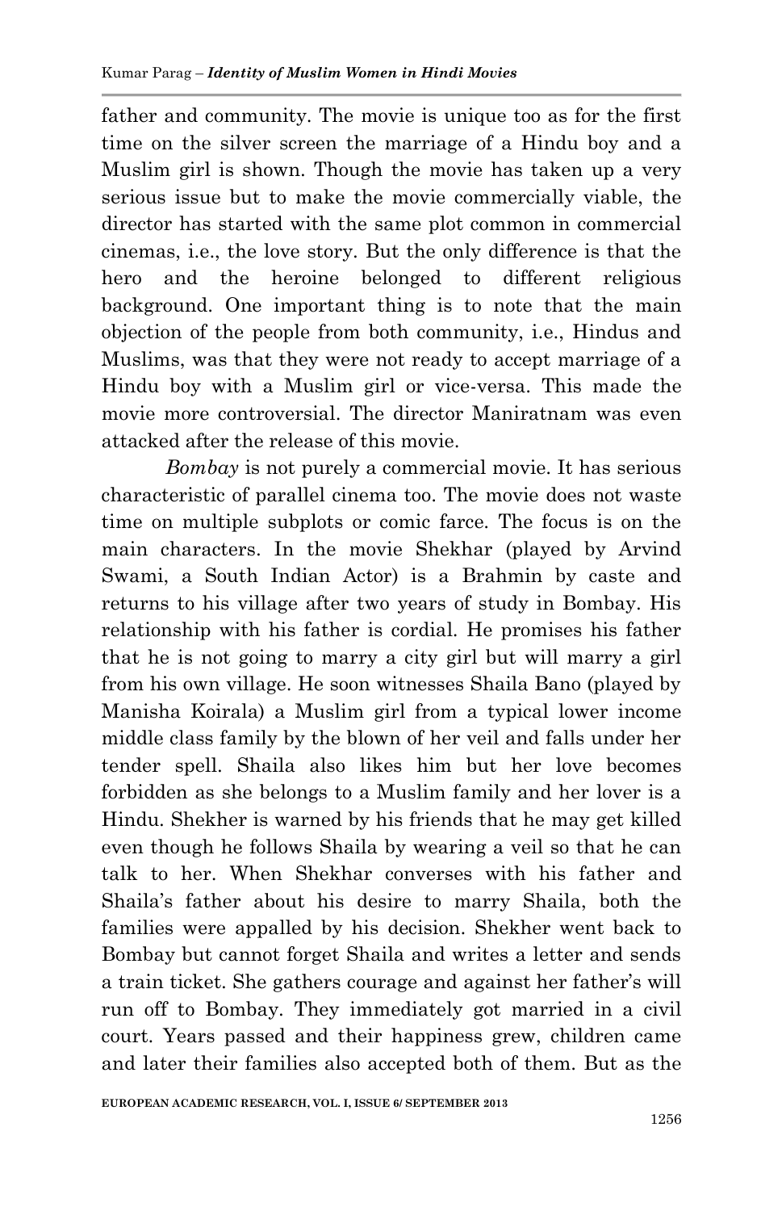father and community. The movie is unique too as for the first time on the silver screen the marriage of a Hindu boy and a Muslim girl is shown. Though the movie has taken up a very serious issue but to make the movie commercially viable, the director has started with the same plot common in commercial cinemas, i.e., the love story. But the only difference is that the hero and the heroine belonged to different religious background. One important thing is to note that the main objection of the people from both community, i.e., Hindus and Muslims, was that they were not ready to accept marriage of a Hindu boy with a Muslim girl or vice-versa. This made the movie more controversial. The director Maniratnam was even attacked after the release of this movie.

*Bombay* is not purely a commercial movie. It has serious characteristic of parallel cinema too. The movie does not waste time on multiple subplots or comic farce. The focus is on the main characters. In the movie Shekhar (played by Arvind Swami, a South Indian Actor) is a Brahmin by caste and returns to his village after two years of study in Bombay. His relationship with his father is cordial. He promises his father that he is not going to marry a city girl but will marry a girl from his own village. He soon witnesses Shaila Bano (played by Manisha Koirala) a Muslim girl from a typical lower income middle class family by the blown of her veil and falls under her tender spell. Shaila also likes him but her love becomes forbidden as she belongs to a Muslim family and her lover is a Hindu. Shekher is warned by his friends that he may get killed even though he follows Shaila by wearing a veil so that he can talk to her. When Shekhar converses with his father and Shaila's father about his desire to marry Shaila, both the families were appalled by his decision. Shekher went back to Bombay but cannot forget Shaila and writes a letter and sends a train ticket. She gathers courage and against her father's will run off to Bombay. They immediately got married in a civil court. Years passed and their happiness grew, children came and later their families also accepted both of them. But as the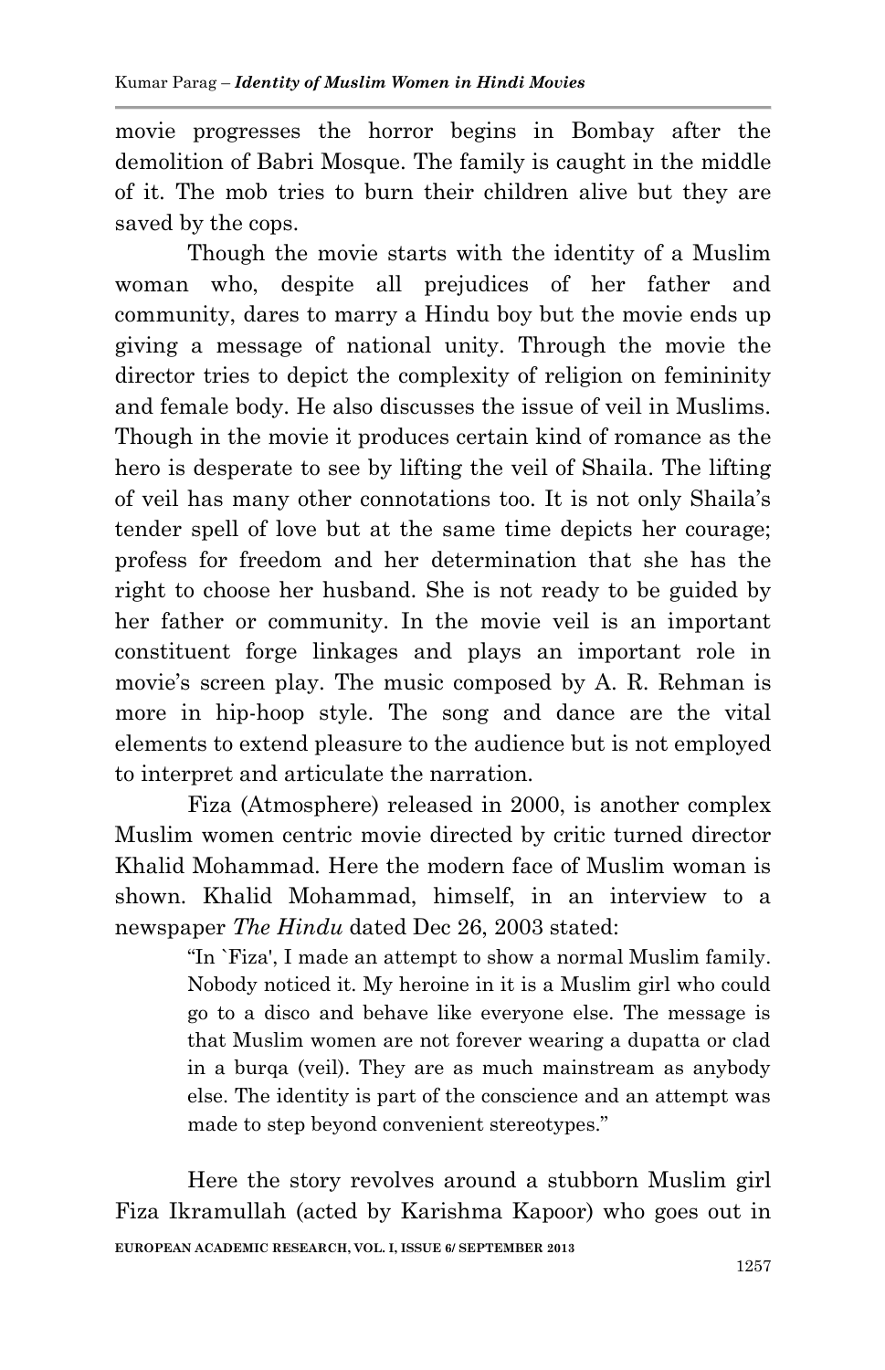movie progresses the horror begins in Bombay after the demolition of Babri Mosque. The family is caught in the middle of it. The mob tries to burn their children alive but they are saved by the cops.

Though the movie starts with the identity of a Muslim woman who, despite all prejudices of her father and community, dares to marry a Hindu boy but the movie ends up giving a message of national unity. Through the movie the director tries to depict the complexity of religion on femininity and female body. He also discusses the issue of veil in Muslims. Though in the movie it produces certain kind of romance as the hero is desperate to see by lifting the veil of Shaila. The lifting of veil has many other connotations too. It is not only Shaila's tender spell of love but at the same time depicts her courage; profess for freedom and her determination that she has the right to choose her husband. She is not ready to be guided by her father or community. In the movie veil is an important constituent forge linkages and plays an important role in movie's screen play. The music composed by A. R. Rehman is more in hip-hoop style. The song and dance are the vital elements to extend pleasure to the audience but is not employed to interpret and articulate the narration.

Fiza (Atmosphere) released in 2000, is another complex Muslim women centric movie directed by critic turned director Khalid Mohammad. Here the modern face of Muslim woman is shown. Khalid Mohammad, himself, in an interview to a newspaper *The Hindu* dated Dec 26, 2003 stated:

> "In `Fiza', I made an attempt to show a normal Muslim family. Nobody noticed it. My heroine in it is a Muslim girl who could go to a disco and behave like everyone else. The message is that Muslim women are not forever wearing a dupatta or clad in a burqa (veil). They are as much mainstream as anybody else. The identity is part of the conscience and an attempt was made to step beyond convenient stereotypes."

Here the story revolves around a stubborn Muslim girl Fiza Ikramullah (acted by Karishma Kapoor) who goes out in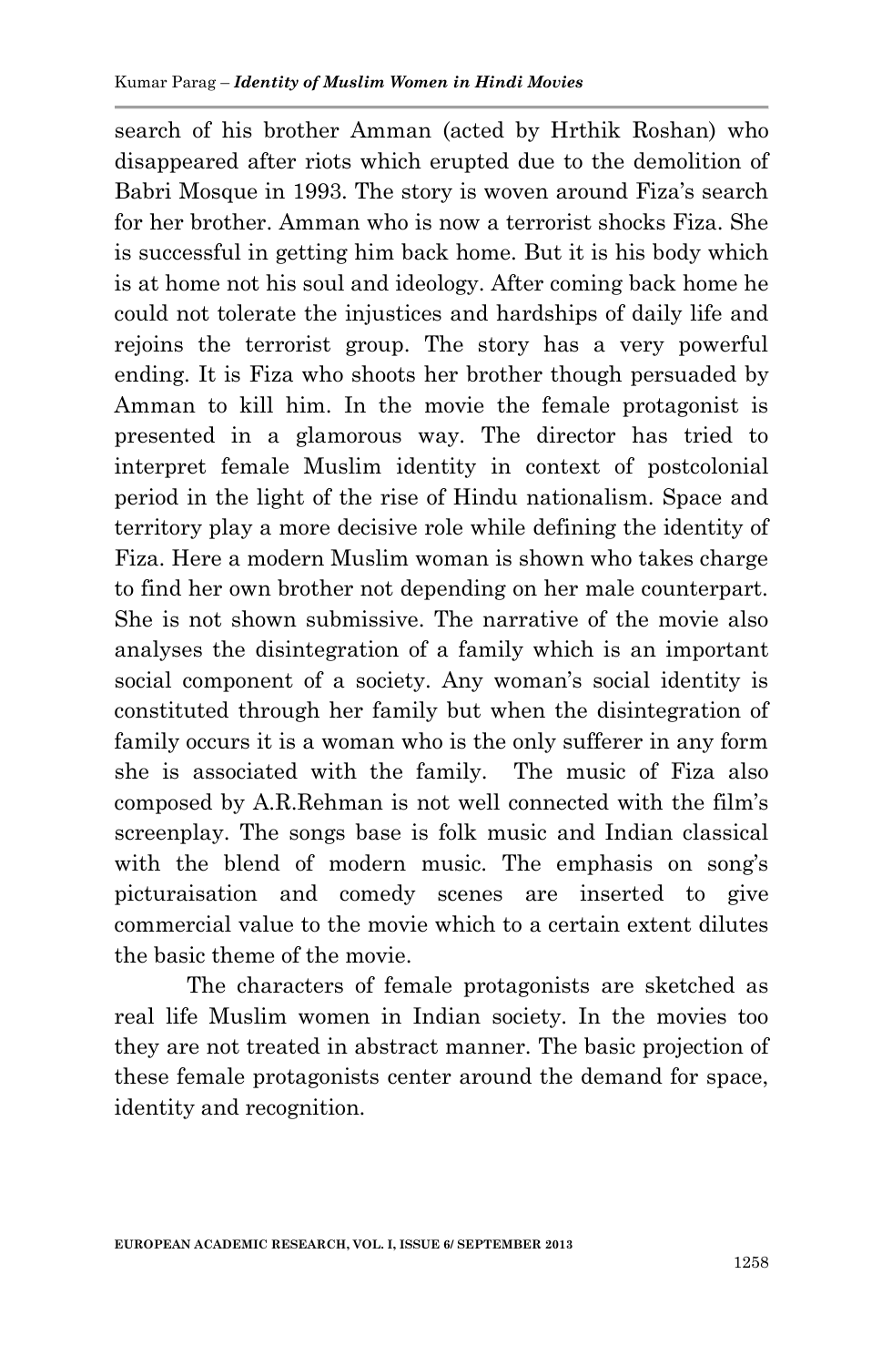search of his brother Amman (acted by Hrthik Roshan) who disappeared after riots which erupted due to the demolition of Babri Mosque in 1993. The story is woven around Fiza's search for her brother. Amman who is now a terrorist shocks Fiza. She is successful in getting him back home. But it is his body which is at home not his soul and ideology. After coming back home he could not tolerate the injustices and hardships of daily life and rejoins the terrorist group. The story has a very powerful ending. It is Fiza who shoots her brother though persuaded by Amman to kill him. In the movie the female protagonist is presented in a glamorous way. The director has tried to interpret female Muslim identity in context of postcolonial period in the light of the rise of Hindu nationalism. Space and territory play a more decisive role while defining the identity of Fiza. Here a modern Muslim woman is shown who takes charge to find her own brother not depending on her male counterpart. She is not shown submissive. The narrative of the movie also analyses the disintegration of a family which is an important social component of a society. Any woman's social identity is constituted through her family but when the disintegration of family occurs it is a woman who is the only sufferer in any form she is associated with the family. The music of Fiza also composed by A.R.Rehman is not well connected with the film's screenplay. The songs base is folk music and Indian classical with the blend of modern music. The emphasis on song's picturaisation and comedy scenes are inserted to give commercial value to the movie which to a certain extent dilutes the basic theme of the movie.

The characters of female protagonists are sketched as real life Muslim women in Indian society. In the movies too they are not treated in abstract manner. The basic projection of these female protagonists center around the demand for space, identity and recognition.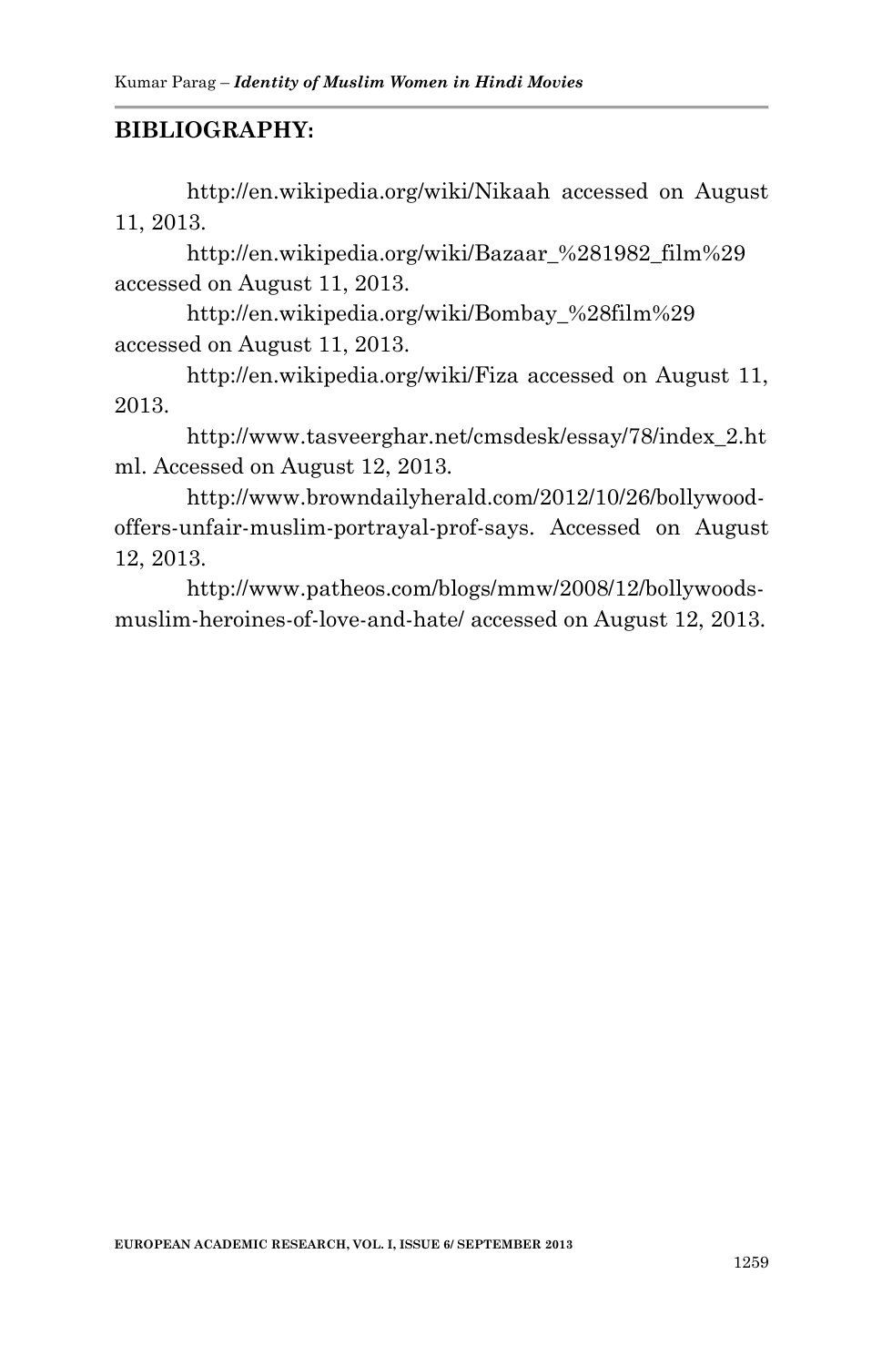## BIBLIOGRAPHY:

http://en.wikipedia.org/wiki/Nikaah accessed on August 11, 2013.

http://en.wikipedia.org/wiki/Bazaar_%281982_film%29 accessed on August 11, 2013.

http://en.wikipedia.org/wiki/Bombay_%28film%29 accessed on August 11, 2013.

http://en.wikipedia.org/wiki/Fiza accessed on August 11, 2013.

http://www.tasveerghar.net/cmsdesk/essay/78/index_2.html. Accessed on August 12, 2013.

http://www.browndailyherald.com/2012/10/26/bollywood-offers-unfair-muslim-portrayal-prof-says. Accessed on August 12, 2013.

http://www.patheos.com/blogs/mmw/2008/12/bollywoods-muslim-heroines-of-love-and-hate/ accessed on August 12, 2013.